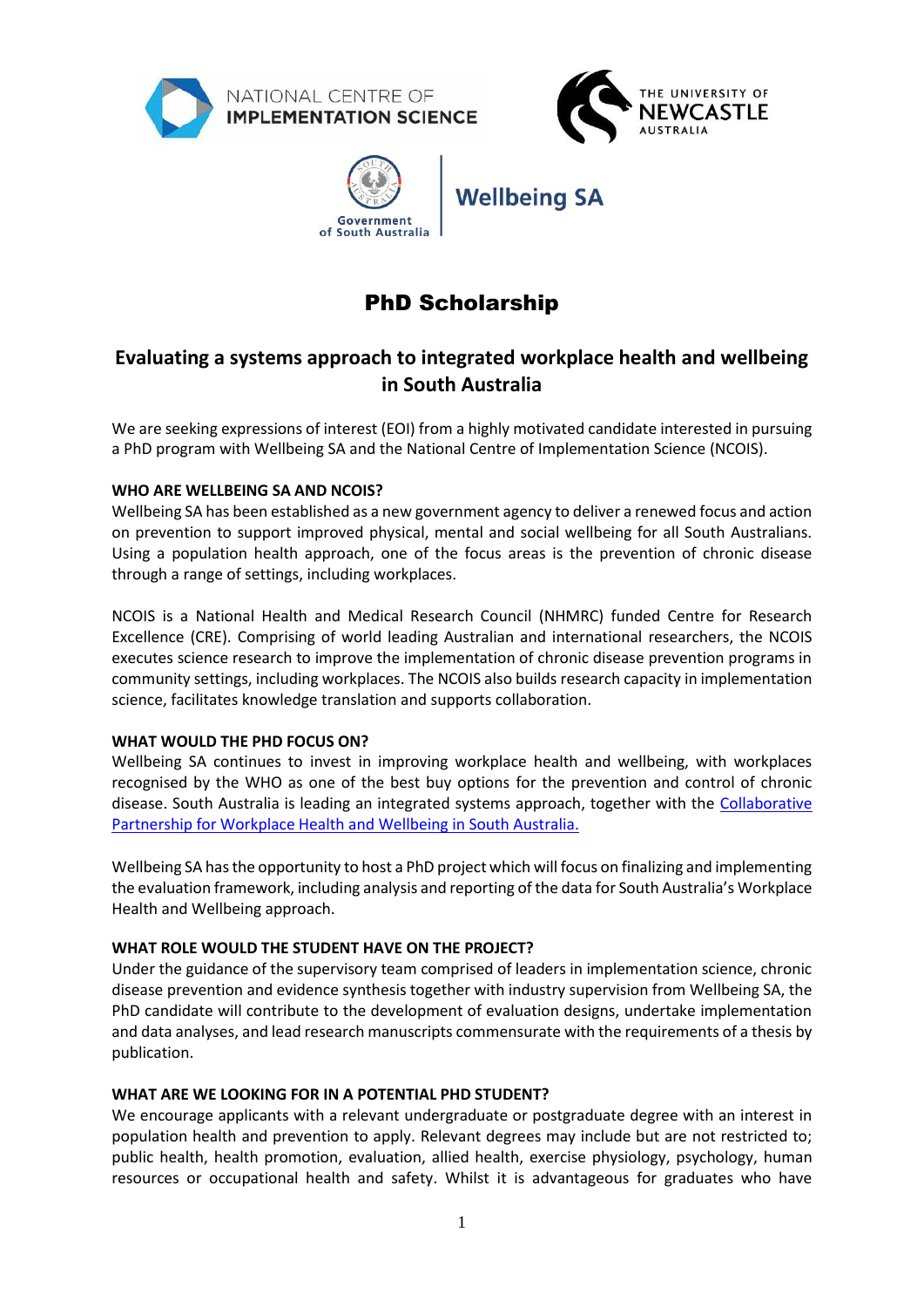# PhD Scholarship

## Evaluating a systems approach to integrated workplace health and wellbeing in South Australia

We are seeking expressions of interest (EOI) from a highly motivated candidate interested in pursuing a PhD program with Wellbeing SA and the National Centre of Implementation Science (NCOIS).

**WHO ARE WELLBEING SA AND NCOIS?**

Wellbeing SA has been established as a new government agency to deliver a renewed focus and action on prevention to support improved physical, mental and social wellbeing for all South Australians. Using a population health approach, one of the focus areas is the prevention of chronic disease through a range of settings, including workplaces.

NCOIS is a National Health and Medical Research Council (NHMRC) funded Centre for Research Excellence (CRE). Comprising of world leading Australian and international researchers, the NCOIS executes science research to improve the implementation of chronic disease prevention programs in community settings, including workplaces. The NCOIS also builds research capacity in implementation science, facilitates knowledge translation and supports collaboration.

**WHAT WOULD THE PHD FOCUS ON?**

Wellbeing SA continues to invest in improving workplace health and wellbeing, with workplaces recognised by the WHO as one of the best buy options for the prevention and control of chronic disease. South Australia is leading an integrated systems approach, together with the Collaborative Partnership for Workplace Health and Wellbeing in South Australia.

Wellbeing SA has the opportunity to host a PhD project which will focus on finalizing and implementing the evaluation framework, including analysis and reporting of the data for South Australia's Workplace Health and Wellbeing approach.

**WHAT ROLE WOULD THE STUDENT HAVE ON THE PROJECT?**

Under the guidance of the supervisory team comprised of leaders in implementation science, chronic disease prevention and evidence synthesis together with industry supervision from Wellbeing SA, the PhD candidate will contribute to the development of evaluation designs, undertake implementation and data analyses, and lead research manuscripts commensurate with the requirements of a thesis by publication.

**WHAT ARE WE LOOKING FOR IN A POTENTIAL PHD STUDENT?**

We encourage applicants with a relevant undergraduate or postgraduate degree with an interest in population health and prevention to apply. Relevant degrees may include but are not restricted to; public health, health promotion, evaluation, allied health, exercise physiology, psychology, human resources or occupational health and safety. Whilst it is advantageous for graduates who have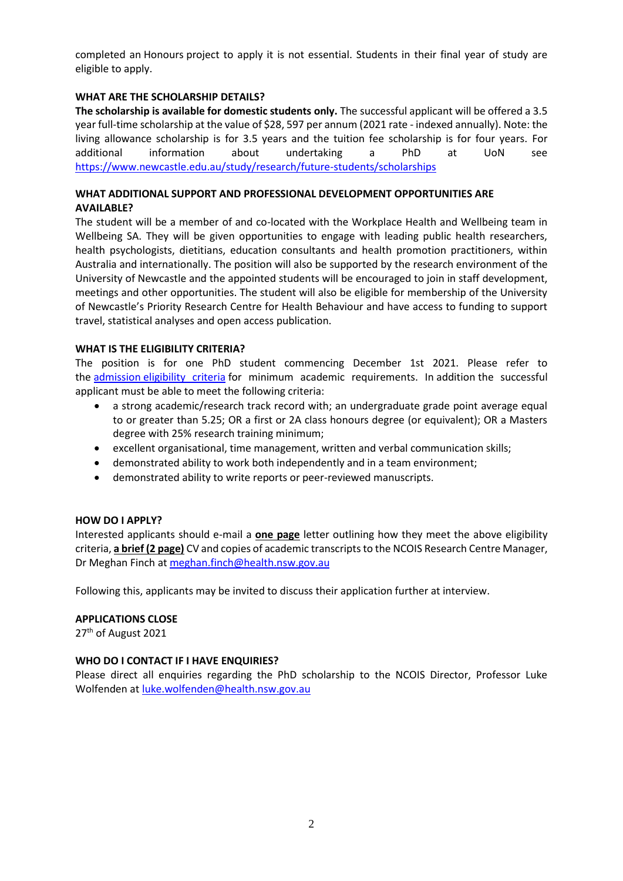completed an Honours project to apply it is not essential. Students in their final year of study are eligible to apply.

**WHAT ARE THE SCHOLARSHIP DETAILS?**

**The scholarship is available for domestic students only.** The successful applicant will be offered a 3.5 year full-time scholarship at the value of $28, 597 per annum (2021 rate - indexed annually). Note: the living allowance scholarship is for 3.5 years and the tuition fee scholarship is for four years. For additional information about undertaking a PhD at UoN see https://www.newcastle.edu.au/study/research/future-students/scholarships

**WHAT ADDITIONAL SUPPORT AND PROFESSIONAL DEVELOPMENT OPPORTUNITIES ARE AVAILABLE?**

The student will be a member of and co-located with the Workplace Health and Wellbeing team in Wellbeing SA. They will be given opportunities to engage with leading public health researchers, health psychologists, dietitians, education consultants and health promotion practitioners, within Australia and internationally. The position will also be supported by the research environment of the University of Newcastle and the appointed students will be encouraged to join in staff development, meetings and other opportunities. The student will also be eligible for membership of the University of Newcastle's Priority Research Centre for Health Behaviour and have access to funding to support travel, statistical analyses and open access publication.

**WHAT IS THE ELIGIBILITY CRITERIA?**

The position is for one PhD student commencing December 1st 2021. Please refer to the admission eligibility criteria for minimum academic requirements. In addition the successful applicant must be able to meet the following criteria:

- a strong academic/research track record with; an undergraduate grade point average equal to or greater than 5.25; OR a first or 2A class honours degree (or equivalent); OR a Masters degree with 25% research training minimum;
- excellent organisational, time management, written and verbal communication skills;
- demonstrated ability to work both independently and in a team environment;
- demonstrated ability to write reports or peer-reviewed manuscripts.

**HOW DO I APPLY?**

Interested applicants should e-mail a **one page** letter outlining how they meet the above eligibility criteria, **a brief (2 page)** CV and copies of academic transcripts to the NCOIS Research Centre Manager, Dr Meghan Finch at meghan.finch@health.nsw.gov.au

Following this, applicants may be invited to discuss their application further at interview.

**APPLICATIONS CLOSE**

27th of August 2021

**WHO DO I CONTACT IF I HAVE ENQUIRIES?**

Please direct all enquiries regarding the PhD scholarship to the NCOIS Director, Professor Luke Wolfenden at luke.wolfenden@health.nsw.gov.au